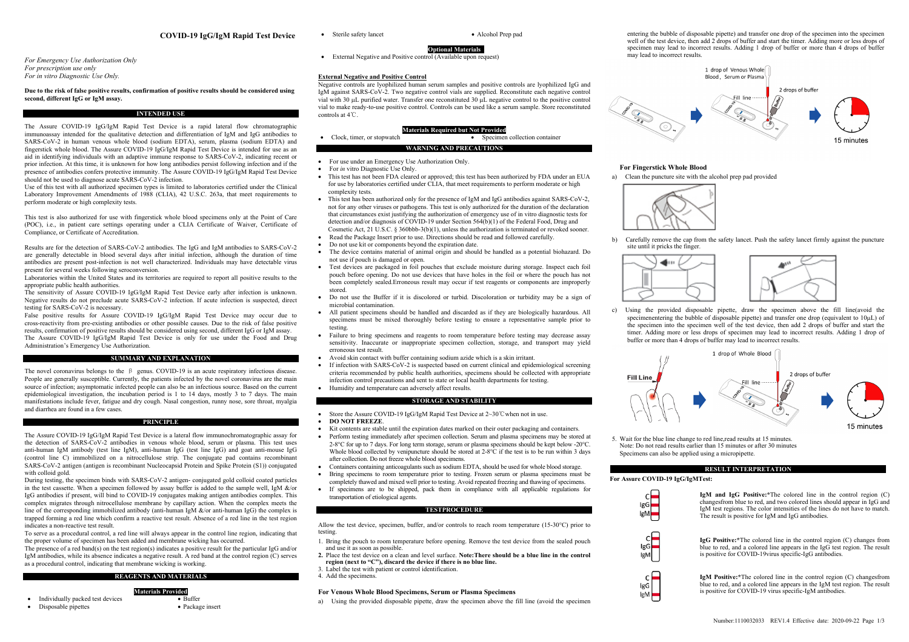# COVID-19 IgG/IgM Rapid Test Device

*For Emergency Use Authorization Only*
*For prescription use only*
*For in vitro Diagnostic Use Only.*

**Due to the risk of false positive results, confirmation of positive results should be considered using second, different IgG or IgM assay.**

## INTENDED USE

The Assure COVID-19 IgG/IgM Rapid Test Device is a rapid lateral flow chromatographic immunoassay intended for the qualitative detection and differentiation of IgM and IgG antibodies to SARS-CoV-2 in human venous whole blood (sodium EDTA), serum, plasma (sodium EDTA) and fingerstick whole blood. The Assure COVID-19 IgG/IgM Rapid Test Device is intended for use as an aid in identifying individuals with an adaptive immune response to SARS-CoV-2, indicating recent or prior infection. At this time, it is unknown for how long antibodies persist following infection and if the presence of antibodies confers protective immunity. The Assure COVID-19 IgG/IgM Rapid Test Device should not be used to diagnose acute SARS-CoV-2 infection.

Use of this test with all authorized specimen types is limited to laboratories certified under the Clinical Laboratory Improvement Amendments of 1988 (CLIA), 42 U.S.C. 263a, that meet requirements to perform moderate or high complexity tests.

This test is also authorized for use with fingerstick whole blood specimens only at the Point of Care (POC), i.e., in patient care settings operating under a CLIA Certificate of Waiver, Certificate of Compliance, or Certificate of Accreditation.

Results are for the detection of SARS-CoV-2 antibodies. The IgG and IgM antibodies to SARS-CoV-2 are generally detectable in blood several days after initial infection, although the duration of time antibodies are present post-infection is not well characterized. Individuals may have detectable virus present for several weeks following seroconversion.

Laboratories within the United States and its territories are required to report all positive results to the appropriate public health authorities.

The sensitivity of Assure COVID-19 IgG/IgM Rapid Test Device early after infection is unknown. Negative results do not preclude acute SARS-CoV-2 infection. If acute infection is suspected, direct testing for SARS-CoV-2 is necessary.

False positive results for Assure COVID-19 IgG/IgM Rapid Test Device may occur due to cross-reactivity from pre-existing antibodies or other possible causes. Due to the risk of false positive results, confirmation of positive results should be considered using second, different IgG or IgM assay.

The Assure COVID-19 IgG/IgM Rapid Test Device is only for use under the Food and Drug Administration's Emergency Use Authorization.

## SUMMARY AND EXPLANATION

The novel coronavirus belongs to the β genus. COVID-19 is an acute respiratory infectious disease. People are generally susceptible. Currently, the patients infected by the novel coronavirus are the main source of infection; asymptomatic infected people can also be an infectious source. Based on the current epidemiological investigation, the incubation period is 1 to 14 days, mostly 3 to 7 days. The main manifestations include fever, fatigue and dry cough. Nasal congestion, runny nose, sore throat, myalgia and diarrhea are found in a few cases.

## PRINCIPLE

The Assure COVID-19 IgG/IgM Rapid Test Device is a lateral flow immunochromatographic assay for the detection of SARS-CoV-2 antibodies in venous whole blood, serum or plasma. This test uses anti-human IgM antibody (test line IgM), anti-human IgG (test line IgG) and goat anti-mouse IgG (control line C) immobilized on a nitrocellulose strip. The conjugate pad contains recombinant SARS-CoV-2 antigen (antigen is recombinant Nucleocapsid Protein and Spike Protein (S1)) conjugated with colloid gold.

During testing, the specimen binds with SARS-CoV-2 antigen- conjugated gold colloid coated particles in the test cassette. When a specimen followed by assay buffer is added to the sample well, IgM &/or IgG antibodies if present, will bind to COVID-19 conjugates making antigen antibodies complex. This complex migrates through nitrocellulose membrane by capillary action. When the complex meets the line of the corresponding immobilized antibody (anti-human IgM &/or anti-human IgG) the complex is trapped forming a red line which confirm a reactive test result. Absence of a red line in the test region indicates a non-reactive test result.

To serve as a procedural control, a red line will always appear in the control line region, indicating that the proper volume of specimen has been added and membrane wicking has occurred.

The presence of a red band(s) on the test region(s) indicates a positive result for the particular IgG and/or IgM antibodies, while its absence indicates a negative result. A red band at the control region (C) serves as a procedural control, indicating that membrane wicking is working.

## REAGENTS AND MATERIALS

### Materials Provided

- Individually packed test devices
- Buffer
- Disposable pipettes
- Package insert
- Sterile safety lancet
- Alcohol Prep pad

### Optional Materials

- External Negative and Positive control (Available upon request)

**External Negative and Positive Control**

Negative controls are lyophilized human serum samples and positive controls are lyophilized IgG and IgM against SARS-CoV-2. Two negative control vials are supplied. Reconstitute each negative control vial with 30 μL purified water. Transfer one reconstituted 30 μL negative control to the positive control vial to make ready-to-use positive control. Controls can be used like a serum sample. Store reconstituted controls at 4℃.

### Materials Required but Not Provided

- Clock, timer, or stopwatch
- Specimen collection container

## WARNING AND PRECAUTIONS

- For use under an Emergency Use Authorization Only.
- For *in* vitro Diagnostic Use Only.
- This test has not been FDA cleared or approved; this test has been authorized by FDA under an EUA for use by laboratories certified under CLIA, that meet requirements to perform moderate or high complexity tests.
- This test has been authorized only for the presence of IgM and IgG antibodies against SARS-CoV-2, not for any other viruses or pathogens. This test is only authorized for the duration of the declaration that circumstances exist justifying the authorization of emergency use of in vitro diagnostic tests for detection and/or diagnosis of COVID-19 under Section 564(b)(1) of the Federal Food, Drug and Cosmetic Act, 21 U.S.C. § 360bbb-3(b)(1), unless the authorization is terminated or revoked sooner.
- Read the Package Insert prior to use. Directions should be read and followed carefully.
- Do not use kit or components beyond the expiration date.
- The device contains material of animal origin and should be handled as a potential biohazard. Do not use if pouch is damaged or open.
- Test devices are packaged in foil pouches that exclude moisture during storage. Inspect each foil pouch before opening. Do not use devices that have holes in the foil or where the pouch has not been completely sealed.Erroneous result may occur if test reagents or components are improperly stored.
- Do not use the Buffer if it is discolored or turbid. Discoloration or turbidity may be a sign of microbial contamination.
- All patient specimens should be handled and discarded as if they are biologically hazardous. All specimens must be mixed thoroughly before testing to ensure a representative sample prior to testing.
- Failure to bring specimens and reagents to room temperature before testing may decrease assay sensitivity. Inaccurate or inappropriate specimen collection, storage, and transport may yield erroneous test result.
- Avoid skin contact with buffer containing sodium azide which is a skin irritant.
- If infection with SARS-CoV-2 is suspected based on current clinical and epidemiological screening criteria recommended by public health authorities, specimens should be collected with appropriate infection control precautions and sent to state or local health departments for testing.
- Humidity and temperature can adversely affect results.

## STORAGE AND STABILITY

- Store the Assure COVID-19 IgG/IgM Rapid Test Device at 2~30℃when not in use.
- **DO NOT FREEZE**.
- Kit contents are stable until the expiration dates marked on their outer packaging and containers.
- Perform testing immediately after specimen collection. Serum and plasma specimens may be stored at 2-8°C for up to 7 days. For long term storage, serum or plasma specimens should be kept below -20°C. Whole blood collected by venipuncture should be stored at 2-8°C if the test is to be run within 3 days after collection. Do not freeze whole blood specimens.
- Containers containing anticoagulants such as sodium EDTA, should be used for whole blood storage.
- Bring specimens to room temperature prior to testing. Frozen serum or plasma specimens must be completely thawed and mixed well prior to testing. Avoid repeated freezing and thawing of specimens.
- If specimens are to be shipped, pack them in compliance with all applicable regulations for transportation of etiological agents.

## TESTPROCEDURE

Allow the test device, specimen, buffer, and/or controls to reach room temperature (15-30°C) prior to testing.

1. Bring the pouch to room temperature before opening. Remove the test device from the sealed pouch and use it as soon as possible.
2. Place the test device on a clean and level surface. **Note:There should be a blue line in the control region (next to "C"), discard the device if there is no blue line.**
3. Label the test with patient or control identification.
4. Add the specimens.

### For Venous Whole Blood Specimens, Serum or Plasma Specimens

a) Using the provided disposable pipette, draw the specimen above the fill line (avoid the specimen entering the bubble of disposable pipette) and transfer one drop of the specimen into the specimen well of the test device, then add 2 drops of buffer and start the timer. Adding more or less drops of specimen may lead to incorrect results. Adding 1 drop of buffer or more than 4 drops of buffer may lead to incorrect results.

1 drop of Venous Whole Blood，Serum or Plasma — Fill line — 2 drops of buffer — 15 minutes

### For Fingerstick Whole Blood

a) Clean the puncture site with the alcohol prep pad provided

b) Carefully remove the cap from the safety lancet. Push the safety lancet firmly against the puncture site until it pricks the finger.

c) Using the provided disposable pipette, draw the specimen above the fill line(avoid the specimenentering the bubble of disposable pipette) and transfer one drop (equivalent to 10μL) of the specimen into the specimen well of the test device, then add 2 drops of buffer and start the timer. Adding more or less drops of specimen may lead to incorrect results. Adding 1 drop of buffer or more than 4 drops of buffer may lead to incorrect results.

Fill Line — 1 drop of Whole Blood — Fill line — 2 drops of buffer — 15 minutes

5. Wait for the blue line change to red line,read results at 15 minutes.
   Note: Do not read results earlier than 15 minutes or after 30 minutes
   Specimens can also be applied using a micropipette.

## RESULT INTERPRETATION

**For Assure COVID-19 IgG/IgMTest:**

**IgM and IgG Positive:***The colored line in the control region (C) changesfrom blue to red, and two colored lines should appear in IgG and IgM test regions. The color intensities of the lines do not have to match. The result is positive for IgM and IgG antibodies.

**IgG Positive:***The colored line in the control region (C) changes from blue to red, and a colored line appears in the IgG test region. The result is positive for COVID-19virus specific-IgG antibodies.

**IgM Positive:***The colored line in the control region (C) changesfrom blue to red, and a colored line appears in the IgM test region. The result is positive for COVID-19 virus specific-IgM antibodies.

Number:1110032033 REV1.4 Effective date: 2020-09-22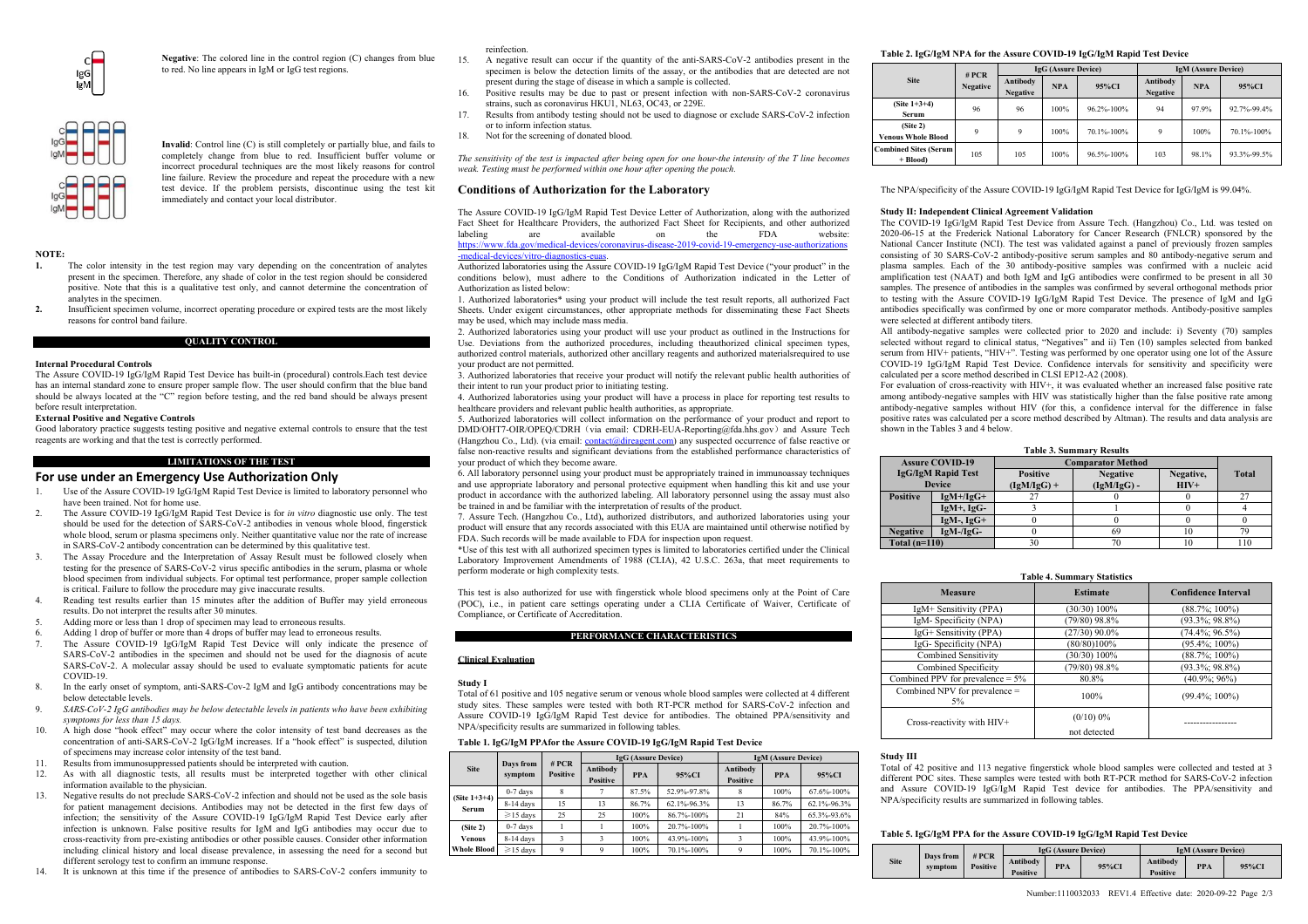**Negative**: The colored line in the control region (C) changes from blue to red. No line appears in IgM or IgG test regions.

**Invalid**: Control line (C) is still completely or partially blue, and fails to completely change from blue to red. Insufficient buffer volume or incorrect procedural techniques are the most likely reasons for control line failure. Review the procedure and repeat the procedure with a new test device. If the problem persists, discontinue using the test kit immediately and contact your local distributor.

**NOTE:**

1. The color intensity in the test region may vary depending on the concentration of analytes present in the specimen. Therefore, any shade of color in the test region should be considered positive. Note that this is a qualitative test only, and cannot determine the concentration of analytes in the specimen.
2. Insufficient specimen volume, incorrect operating procedure or expired tests are the most likely reasons for control band failure.

## QUALITY CONTROL

**Internal Procedural Controls**

The Assure COVID-19 IgG/IgM Rapid Test Device has built-in (procedural) controls.Each test device has an internal standard zone to ensure proper sample flow. The user should confirm that the blue band should be always located at the "C" region before testing, and the red band should be always present before result interpretation.

**External Positive and Negative Controls**

Good laboratory practice suggests testing positive and negative external controls to ensure that the test reagents are working and that the test is correctly performed.

## LIMITATIONS OF THE TEST

## For use under an Emergency Use Authorization Only

1. Use of the Assure COVID-19 IgG/IgM Rapid Test Device is limited to laboratory personnel who have been trained. Not for home use.
2. The Assure COVID-19 IgG/IgM Rapid Test Device is for *in vitro* diagnostic use only. The test should be used for the detection of SARS-CoV-2 antibodies in venous whole blood, fingerstick whole blood, serum or plasma specimens only. Neither quantitative value nor the rate of increase in SARS-CoV-2 antibody concentration can be determined by this qualitative test.
3. The Assay Procedure and the Interpretation of Assay Result must be followed closely when testing for the presence of SARS-CoV-2 virus specific antibodies in the serum, plasma or whole blood specimen from individual subjects. For optimal test performance, proper sample collection is critical. Failure to follow the procedure may give inaccurate results.
4. Reading test results earlier than 15 minutes after the addition of Buffer may yield erroneous results. Do not interpret the results after 30 minutes.
5. Adding more or less than 1 drop of specimen may lead to erroneous results.
6. Adding 1 drop of buffer or more than 4 drops of buffer may lead to erroneous results.
7. The Assure COVID-19 IgG/IgM Rapid Test Device will only indicate the presence of SARS-CoV-2 antibodies in the specimen and should not be used for the diagnosis of acute SARS-CoV-2. A molecular assay should be used to evaluate symptomatic patients for acute COVID-19.
8. In the early onset of symptom, anti-SARS-Cov-2 IgM and IgG antibody concentrations may be below detectable levels.
9. *SARS-CoV-2 IgG antibodies may be below detectable levels in patients who have been exhibiting symptoms for less than 15 days.*
10. A high dose "hook effect" may occur where the color intensity of test band decreases as the concentration of anti-SARS-CoV-2 IgG/IgM increases. If a "hook effect" is suspected, dilution of specimens may increase color intensity of the test band.
11. Results from immunosuppressed patients should be interpreted with caution.
12. As with all diagnostic tests, all results must be interpreted together with other clinical information available to the physician.
13. Negative results do not preclude SARS-CoV-2 infection and should not be used as the sole basis for patient management decisions. Antibodies may not be detected in the first few days of infection; the sensitivity of the Assure COVID-19 IgG/IgM Rapid Test Device early after infection is unknown. False positive results for IgM and IgG antibodies may occur due to cross-reactivity from pre-existing antibodies or other possible causes. Consider other information including clinical history and local disease prevalence, in assessing the need for a second but different serology test to confirm an immune response.
14. It is unknown at this time if the presence of antibodies to SARS-CoV-2 confers immunity to reinfection.
15. A negative result can occur if the quantity of the anti-SARS-CoV-2 antibodies present in the specimen is below the detection limits of the assay, or the antibodies that are detected are not present during the stage of disease in which a sample is collected.
16. Positive results may be due to past or present infection with non-SARS-CoV-2 coronavirus strains, such as coronavirus HKU1, NL63, OC43, or 229E.
17. Results from antibody testing should not be used to diagnose or exclude SARS-CoV-2 infection or to inform infection status.
18. Not for the screening of donated blood.

*The sensitivity of the test is impacted after being open for one hour-the intensity of the T line becomes weak. Testing must be performed within one hour after opening the pouch.*

## Conditions of Authorization for the Laboratory

The Assure COVID-19 IgG/IgM Rapid Test Device Letter of Authorization, along with the authorized Fact Sheet for Healthcare Providers, the authorized Fact Sheet for Recipients, and other authorized labeling are available on the FDA website: https://www.fda.gov/medical-devices/coronavirus-disease-2019-covid-19-emergency-use-authorizations-medical-devices/vitro-diagnostics-euas.

Authorized laboratories using the Assure COVID-19 IgG/IgM Rapid Test Device ("your product" in the conditions below), must adhere to the Conditions of Authorization indicated in the Letter of Authorization as listed below:

1. Authorized laboratories* using your product will include the test result reports, all authorized Fact Sheets. Under exigent circumstances, other appropriate methods for disseminating these Fact Sheets may be used, which may include mass media.

2. Authorized laboratories using your product will use your product as outlined in the Instructions for Use. Deviations from the authorized procedures, including theauthorized clinical specimen types, authorized control materials, authorized other ancillary reagents and authorized materialsrequired to use your product are not permitted.

3. Authorized laboratories that receive your product will notify the relevant public health authorities of their intent to run your product prior to initiating testing.

4. Authorized laboratories using your product will have a process in place for reporting test results to healthcare providers and relevant public health authorities, as appropriate.

5. Authorized laboratories will collect information on the performance of your product and report to DMD/OHT7-OIR/OPEQ/CDRH（via email: CDRH-EUA-Reporting@fda.hhs.gov）and Assure Tech (Hangzhou Co., Ltd). (via email: contact@direagent.com) any suspected occurrence of false reactive or false non-reactive results and significant deviations from the established performance characteristics of your product of which they become aware.

6. All laboratory personnel using your product must be appropriately trained in immunoassay techniques and use appropriate laboratory and personal protective equipment when handling this kit and use your product in accordance with the authorized labeling. All laboratory personnel using the assay must also be trained in and be familiar with the interpretation of results of the product.

7. Assure Tech. (Hangzhou Co., Ltd)**,** authorized distributors, and authorized laboratories using your product will ensure that any records associated with this EUA are maintained until otherwise notified by FDA. Such records will be made available to FDA for inspection upon request.

*Use of this test with all authorized specimen types is limited to laboratories certified under the Clinical Laboratory Improvement Amendments of 1988 (CLIA), 42 U.S.C. 263a, that meet requirements to perform moderate or high complexity tests.

This test is also authorized for use with fingerstick whole blood specimens only at the Point of Care (POC), i.e., in patient care settings operating under a CLIA Certificate of Waiver, Certificate of Compliance, or Certificate of Accreditation.

## PERFORMANCE CHARACTERISTICS

### Clinical Evaluation

**Study I**

Total of 61 positive and 105 negative serum or venous whole blood samples were collected at 4 different study sites. These samples were tested with both RT-PCR method for SARS-CoV-2 infection and Assure COVID-19 IgG/IgM Rapid Test device for antibodies. The obtained PPA/sensitivity and NPA/specificity results are summarized in following tables.

**Table 1. IgG/IgM PPAfor the Assure COVID-19 IgG/IgM Rapid Test Device**

| Site | Days from symptom | # PCR Positive | IgG (Assure Device) | | | IgM (Assure Device) | | |
|---|---|---|---|---|---|---|---|---|
| | | | Antibody Positive | PPA | 95%CI | Antibody Positive | PPA | 95%CI |
| (Site 1+3+4) Serum | 0-7 days | 8 | 7 | 87.5% | 52.9%-97.8% | 8 | 100% | 67.6%-100% |
| | 8-14 days | 15 | 13 | 86.7% | 62.1%-96.3% | 13 | 86.7% | 62.1%-96.3% |
| | ≥15 days | 25 | 25 | 100% | 86.7%-100% | 21 | 84% | 65.3%-93.6% |
| (Site 2) Venous Whole Blood | 0-7 days | 1 | 1 | 100% | 20.7%-100% | 1 | 100% | 20.7%-100% |
| | 8-14 days | 3 | 3 | 100% | 43.9%-100% | 3 | 100% | 43.9%-100% |
| | ≥15 days | 9 | 9 | 100% | 70.1%-100% | 9 | 100% | 70.1%-100% |

**Table 2. IgG/IgM NPA for the Assure COVID-19 IgG/IgM Rapid Test Device**

| Site | # PCR Negative | IgG (Assure Device) | | | IgM (Assure Device) | | |
|---|---|---|---|---|---|---|---|
| | | Antibody Negative | NPA | 95%CI | Antibody Negative | NPA | 95%CI |
| (Site 1+3+4) Serum | 96 | 96 | 100% | 96.2%-100% | 94 | 97.9% | 92.7%-99.4% |
| (Site 2) Venous Whole Blood | 9 | 9 | 100% | 70.1%-100% | 9 | 100% | 70.1%-100% |
| Combined Sites (Serum + Blood) | 105 | 105 | 100% | 96.5%-100% | 103 | 98.1% | 93.3%-99.5% |

The NPA/specificity of the Assure COVID-19 IgG/IgM Rapid Test Device for IgG/IgM is 99.04%.

**Study II: Independent Clinical Agreement Validation**

The COVID-19 IgG/IgM Rapid Test Device from Assure Tech. (Hangzhou) Co., Ltd. was tested on 2020-06-15 at the Frederick National Laboratory for Cancer Research (FNLCR) sponsored by the National Cancer Institute (NCI). The test was validated against a panel of previously frozen samples consisting of 30 SARS-CoV-2 antibody-positive serum samples and 80 antibody-negative serum and plasma samples. Each of the 30 antibody-positive samples was confirmed with a nucleic acid amplification test (NAAT) and both IgM and IgG antibodies were confirmed to be present in all 30 samples. The presence of antibodies in the samples was confirmed by several orthogonal methods prior to testing with the Assure COVID-19 IgG/IgM Rapid Test Device. The presence of IgM and IgG antibodies specifically was confirmed by one or more comparator methods. Antibody-positive samples were selected at different antibody titers.

All antibody-negative samples were collected prior to 2020 and include: i) Seventy (70) samples selected without regard to clinical status, "Negatives" and ii) Ten (10) samples selected from banked serum from HIV+ patients, "HIV+". Testing was performed by one operator using one lot of the Assure COVID-19 IgG/IgM Rapid Test Device. Confidence intervals for sensitivity and specificity were calculated per a score method described in CLSI EP12-A2 (2008).

For evaluation of cross-reactivity with HIV+, it was evaluated whether an increased false positive rate among antibody-negative samples with HIV was statistically higher than the false positive rate among antibody-negative samples without HIV (for this, a confidence interval for the difference in false positive rates was calculated per a score method described by Altman). The results and data analysis are shown in the Tables 3 and 4 below.

**Table 3. Summary Results**

| Assure COVID-19 IgG/IgM Rapid Test Device | | Comparator Method | | | Total |
|---|---|---|---|---|---|
| | | Positive (IgM/IgG) + | Negative (IgM/IgG) - | Negative, HIV+ | |
| Positive | IgM+/IgG+ | 27 | 0 | 0 | 27 |
| | IgM+, IgG- | 3 | 1 | 0 | 4 |
| | IgM-, IgG+ | 0 | 0 | 0 | 0 |
| Negative | IgM-/IgG- | 0 | 69 | 10 | 79 |
| Total (n=110) | | 30 | 70 | 10 | 110 |

**Table 4. Summary Statistics**

| Measure | Estimate | Confidence Interval |
|---|---|---|
| IgM+ Sensitivity (PPA) | (30/30) 100% | (88.7%; 100%) |
| IgM- Specificity (NPA) | (79/80) 98.8% | (93.3%; 98.8%) |
| IgG+ Sensitivity (PPA) | (27/30) 90.0% | (74.4%; 96.5%) |
| IgG- Specificity (NPA) | (80/80)100% | (95.4%; 100%) |
| Combined Sensitivity | (30/30) 100% | (88.7%; 100%) |
| Combined Specificity | (79/80) 98.8% | (93.3%; 98.8%) |
| Combined PPV for prevalence = 5% | 80.8% | (40.9%; 96%) |
| Combined NPV for prevalence = 5% | 100% | (99.4%; 100%) |
| Cross-reactivity with HIV+ | (0/10) 0% not detected | ---------------- |

**Study III**

Total of 42 positive and 113 negative fingerstick whole blood samples were collected and tested at 3 different POC sites. These samples were tested with both RT-PCR method for SARS-CoV-2 infection and Assure COVID-19 IgG/IgM Rapid Test device for antibodies. The PPA/sensitivity and NPA/specificity results are summarized in following tables.

**Table 5. IgG/IgM PPA for the Assure COVID-19 IgG/IgM Rapid Test Device**

| Site | Days from symptom | # PCR Positive | IgG (Assure Device) | | | IgM (Assure Device) | | |
|---|---|---|---|---|---|---|---|---|
| | | | Antibody Positive | PPA | 95%CI | Antibody Positive | PPA | 95%CI |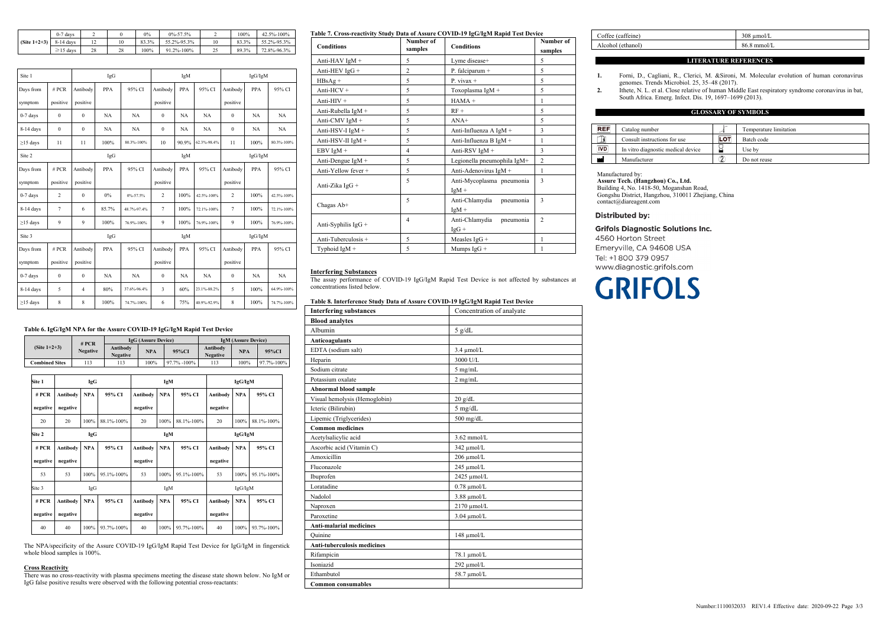| | | | | | | | | |
|---|---|---|---|---|---|---|---|---|
| (Site 1+2+3) | 0-7 days | 2 | 0 | 0% | 0%-57.5% | 2 | 100% | 42.5%-100% |
| | 8-14 days | 12 | 10 | 83.3% | 55.2%-95.3% | 10 | 83.3% | 55.2%-95.3% |
| | ≥15 days | 28 | 28 | 100% | 91.2%-100% | 25 | 89.3% | 72.8%-96.3% |

| Site 1 | | IgG | | | IgM | | | IgG/IgM | | |
|---|---|---|---|---|---|---|---|---|---|---|
| Days from symptom | # PCR positive | Antibody positive | PPA | 95% CI | Antibody positive | PPA | 95% CI | Antibody positive | PPA | 95% CI |
| 0-7 days | 0 | 0 | NA | NA | 0 | NA | NA | 0 | NA | NA |
| 8-14 days | 0 | 0 | NA | NA | 0 | NA | NA | 0 | NA | NA |
| ≥15 days | 11 | 11 | 100% | 80.3%-100% | 10 | 90.9% | 62.3%-98.4% | 11 | 100% | 80.3%-100% |
| **Site 2** | | IgG | | | IgM | | | IgG/IgM | | |
| Days from symptom | # PCR positive | Antibody positive | PPA | 95% CI | Antibody positive | PPA | 95% CI | Antibody positive | PPA | 95% CI |
| 0-7 days | 2 | 0 | 0% | 0%-57.5% | 2 | 100% | 42.5%-100% | 2 | 100% | 42.5%-100% |
| 8-14 days | 7 | 6 | 85.7% | 48.7%-97.4% | 7 | 100% | 72.1%-100% | 7 | 100% | 72.1%-100% |
| ≥15 days | 9 | 9 | 100% | 76.9%-100% | 9 | 100% | 76.9%-100% | 9 | 100% | 76.9%-100% |
| **Site 3** | | IgG | | | IgM | | | IgG/IgM | | |
| Days from symptom | # PCR positive | Antibody positive | PPA | 95% CI | Antibody positive | PPA | 95% CI | Antibody positive | PPA | 95% CI |
| 0-7 days | 0 | 0 | NA | NA | 0 | NA | NA | 0 | NA | NA |
| 8-14 days | 5 | 4 | 80% | 37.6%-96.4% | 3 | 60% | 23.1%-88.2% | 5 | 100% | 64.9%-100% |
| ≥15 days | 8 | 8 | 100% | 74.7%-100% | 6 | 75% | 40.9%-92.9% | 8 | 100% | 74.7%-100% |

**Table 6. IgG/IgM NPA for the Assure COVID-19 IgG/IgM Rapid Test Device**

| (Site 1+2+3) | # PCR Negative | IgG (Assure Device) | | | IgM (Assure Device) | | |
|---|---|---|---|---|---|---|---|
| | | Antibody Negative | NPA | 95%CI | Antibody Negative | NPA | 95%CI |
| Combined Sites | 113 | 113 | 100% | 97.7% -100% | 113 | 100% | 97.7%-100% |

| Site 1 | IgG | | | IgM | | | IgG/IgM | | |
|---|---|---|---|---|---|---|---|---|---|
| # PCR negative | Antibody negative | NPA | 95% CI | Antibody negative | NPA | 95% CI | Antibody negative | NPA | 95% CI |
| 20 | 20 | 100% | 88.1%-100% | 20 | 100% | 88.1%-100% | 20 | 100% | 88.1%-100% |
| **Site 2** | IgG | | | IgM | | | IgG/IgM | | |
| # PCR negative | Antibody negative | NPA | 95% CI | Antibody negative | NPA | 95% CI | Antibody negative | NPA | 95% CI |
| 53 | 53 | 100% | 95.1%-100% | 53 | 100% | 95.1%-100% | 53 | 100% | 95.1%-100% |
| **Site 3** | IgG | | | IgM | | | IgG/IgM | | |
| # PCR negative | Antibody negative | NPA | 95% CI | Antibody negative | NPA | 95% CI | Antibody negative | NPA | 95% CI |
| 40 | 40 | 100% | 93.7%-100% | 40 | 100% | 93.7%-100% | 40 | 100% | 93.7%-100% |

The NPA/specificity of the Assure COVID-19 IgG/IgM Rapid Test Device for IgG/IgM in fingerstick whole blood samples is 100%.

**Cross Reactivity**

There was no cross-reactivity with plasma specimens meeting the disease state shown below. No IgM or IgG false positive results were observed with the following potential cross-reactants:

**Table 7. Cross-reactivity Study Data of Assure COVID-19 IgG/IgM Rapid Test Device**

| Conditions | Number of samples | Conditions | Number of samples |
|---|---|---|---|
| Anti-HAV IgM + | 5 | Lyme disease+ | 5 |
| Anti-HEV IgG + | 2 | P. falciparum + | 5 |
| HBsAg + | 5 | P. vivax + | 5 |
| Anti-HCV + | 5 | Toxoplasma IgM + | 5 |
| Anti-HIV + | 5 | HAMA + | 1 |
| Anti-Rubella IgM + | 5 | RF + | 5 |
| Anti-CMV IgM + | 5 | ANA+ | 5 |
| Anti-HSV-I IgM + | 5 | Anti-Influenza A IgM + | 3 |
| Anti-HSV-II IgM + | 5 | Anti-Influenza B IgM + | 1 |
| EBV IgM + | 4 | Anti-RSV IgM + | 3 |
| Anti-Dengue IgM + | 5 | Legionella pneumophila IgM+ | 2 |
| Anti-Yellow fever + | 5 | Anti-Adenovirus IgM + | 1 |
| Anti-Zika IgG + | 5 | Anti-Mycoplasma pneumonia IgM + | 3 |
| Chagas Ab+ | 5 | Anti-Chlamydia pneumonia IgM + | 3 |
| Anti-Syphilis IgG + | 4 | Anti-Chlamydia pneumonia IgG + | 2 |
| Anti-Tuberculosis + | 5 | Measles IgG + | 1 |
| Typhoid IgM + | 5 | Mumps IgG + | 1 |

**Interfering Substances**

The assay performance of COVID-19 IgG/IgM Rapid Test Device is not affected by substances at concentrations listed below.

**Table 8. Interference Study Data of Assure COVID-19 IgG/IgM Rapid Test Device**

| Interfering substances | Concentration of analyte |
|---|---|
| **Blood analytes** | |
| Albumin | 5 g/dL |
| **Anticoagulants** | |
| EDTA (sodium salt) | 3.4 μmol/L |
| Heparin | 3000 U/L |
| Sodium citrate | 5 mg/mL |
| Potassium oxalate | 2 mg/mL |
| **Abnormal blood sample** | |
| Visual hemolysis (Hemoglobin) | 20 g/dL |
| Icteric (Bilirubin) | 5 mg/dL |
| Lipemic (Triglycerides) | 500 mg/dL |
| **Common medicines** | |
| Acetylsalicylic acid | 3.62 mmol/L |
| Ascorbic acid (Vitamin C) | 342 μmol/L |
| Amoxicillin | 206 μmol/L |
| Fluconazole | 245 μmol/L |
| Ibuprofen | 2425 μmol/L |
| Loratadine | 0.78 μmol/L |
| Nadolol | 3.88 μmol/L |
| Naproxen | 2170 μmol/L |
| Paroxetine | 3.04 μmol/L |
| **Anti-malarial medicines** | |
| Quinine | 148 μmol/L |
| **Anti-tuberculosis medicines** | |
| Rifampicin | 78.1 μmol/L |
| Isoniazid | 292 μmol/L |
| Ethambutol | 58.7 μmol/L |
| **Common consumables** | |
| Coffee (caffeine) | 308 μmol/L |
| Alcohol (ethanol) | 86.8 mmol/L |

## LITERATURE REFERENCES

1. Forni, D., Cagliani, R., Clerici, M. &Sironi, M. Molecular evolution of human coronavirus genomes. Trends Microbiol. 25, 35–48 (2017).
2. Ithete, N. L. et al. Close relative of human Middle East respiratory syndrome coronavirus in bat, South Africa. Emerg. Infect. Dis. 19, 1697–1699 (2013).

## GLOSSARY OF SYMBOLS

| | | | |
|---|---|---|---|
| REF | Catalog number | | Temperature limitation |
| | Consult instructions for use | LOT | Batch code |
| IVD | In vitro diagnostic medical device | | Use by |
| | Manufacturer | | Do not reuse |

Manufactured by:
**Assure Tech. (Hangzhou) Co., Ltd.**
Building 4, No. 1418-50, Moganshan Road,
Gongshu District, Hangzhou, 310011 Zhejiang, China
contact@diareagent.com

**Distributed by:**

**Grifols Diagnostic Solutions Inc.**
4560 Horton Street
Emeryville, CA 94608 USA
Tel: +1 800 379 0957
www.diagnostic.grifols.com

GRIFOLS

Number:1110032033 REV1.4 Effective date: 2020-09-22